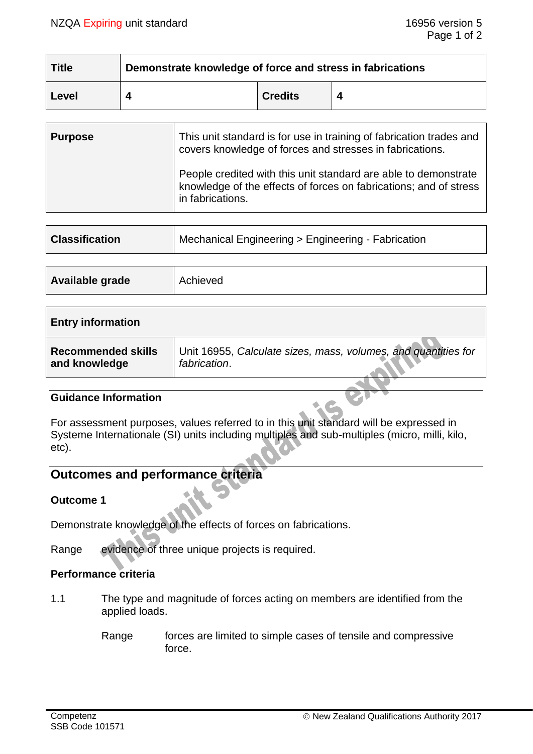| Title | Demonstrate knowledge of force and stress in fabrications | | |
|---|---|---|---|
| Level | 4 | Credits | 4 |

| Purpose | This unit standard is for use in training of fabrication trades and covers knowledge of forces and stresses in fabrications.<br><br>People credited with this unit standard are able to demonstrate knowledge of the effects of forces on fabrications; and of stress in fabrications. |
|---|---|

| Classification | Mechanical Engineering > Engineering - Fabrication |
|---|---|

| Available grade | Achieved |
|---|---|

| Entry information | |
|---|---|
| Recommended skills and knowledge | Unit 16955, *Calculate sizes, mass, volumes, and quantities for fabrication*. |

### Guidance Information

For assessment purposes, values referred to in this unit standard will be expressed in Systeme Internationale (SI) units including multiples and sub-multiples (micro, milli, kilo, etc).

## Outcomes and performance criteria

### Outcome 1

Demonstrate knowledge of the effects of forces on fabrications.

Range evidence of three unique projects is required.

### Performance criteria

1.1 The type and magnitude of forces acting on members are identified from the applied loads.

Range forces are limited to simple cases of tensile and compressive force.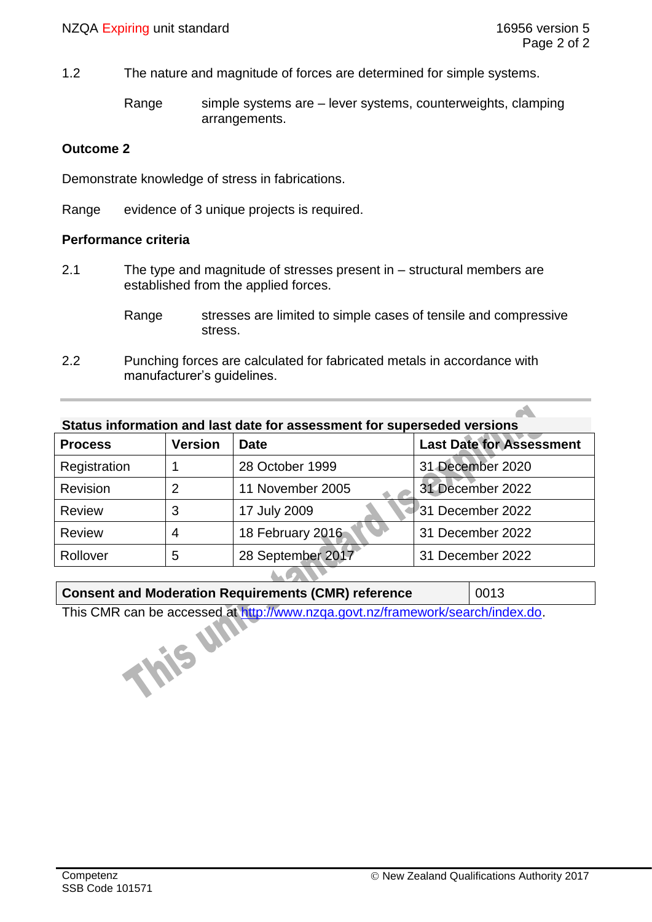1.2 The nature and magnitude of forces are determined for simple systems.

Range simple systems are – lever systems, counterweights, clamping arrangements.

**Outcome 2**

Demonstrate knowledge of stress in fabrications.

Range evidence of 3 unique projects is required.

**Performance criteria**

2.1 The type and magnitude of stresses present in – structural members are established from the applied forces.

Range stresses are limited to simple cases of tensile and compressive stress.

2.2 Punching forces are calculated for fabricated metals in accordance with manufacturer's guidelines.

**Status information and last date for assessment for superseded versions**

| Process | Version | Date | Last Date for Assessment |
|---|---|---|---|
| Registration | 1 | 28 October 1999 | 31 December 2020 |
| Revision | 2 | 11 November 2005 | 31 December 2022 |
| Review | 3 | 17 July 2009 | 31 December 2022 |
| Review | 4 | 18 February 2016 | 31 December 2022 |
| Rollover | 5 | 28 September 2017 | 31 December 2022 |

| Consent and Moderation Requirements (CMR) reference | 0013 |
|---|---|

This CMR can be accessed at http://www.nzqa.govt.nz/framework/search/index.do.

This unit standard is expiring